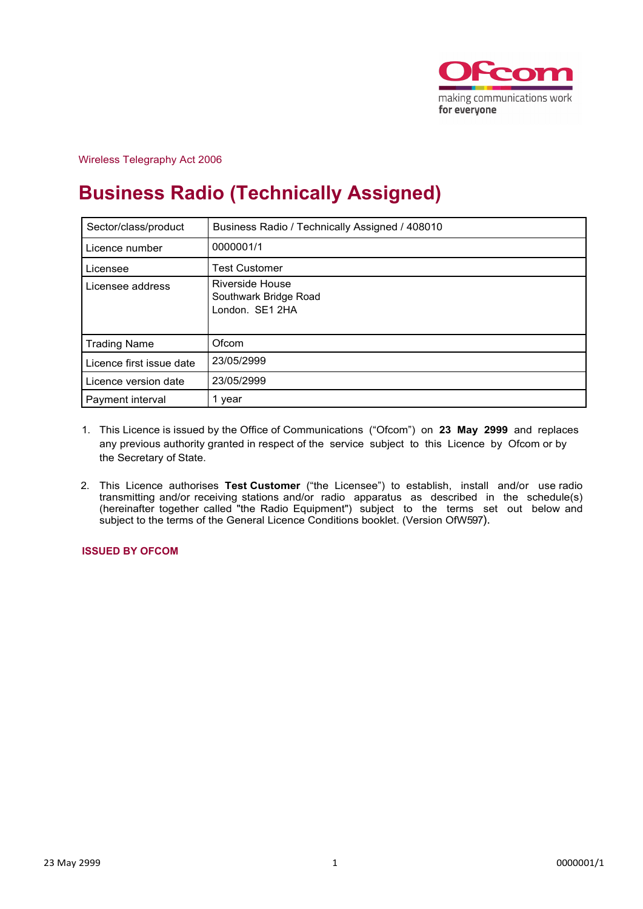Wireless Telegraphy Act 2006

# Business Radio (Technically Assigned)

| Sector/class/product | Business Radio / Technically Assigned / 408010 |
|---|---|
| Licence number | 0000001/1 |
| Licensee | Test Customer |
| Licensee address | Riverside House<br>Southwark Bridge Road<br>London. SE1 2HA |
| Trading Name | Ofcom |
| Licence first issue date | 23/05/2999 |
| Licence version date | 23/05/2999 |
| Payment interval | 1 year |

1. This Licence is issued by the Office of Communications ("Ofcom") on **23 May 2999** and replaces any previous authority granted in respect of the service subject to this Licence by Ofcom or by the Secretary of State.

2. This Licence authorises **Test Customer** ("the Licensee") to establish, install and/or use radio transmitting and/or receiving stations and/or radio apparatus as described in the schedule(s) (hereinafter together called "the Radio Equipment") subject to the terms set out below and subject to the terms of the General Licence Conditions booklet. (Version OfW597).

**ISSUED BY OFCOM**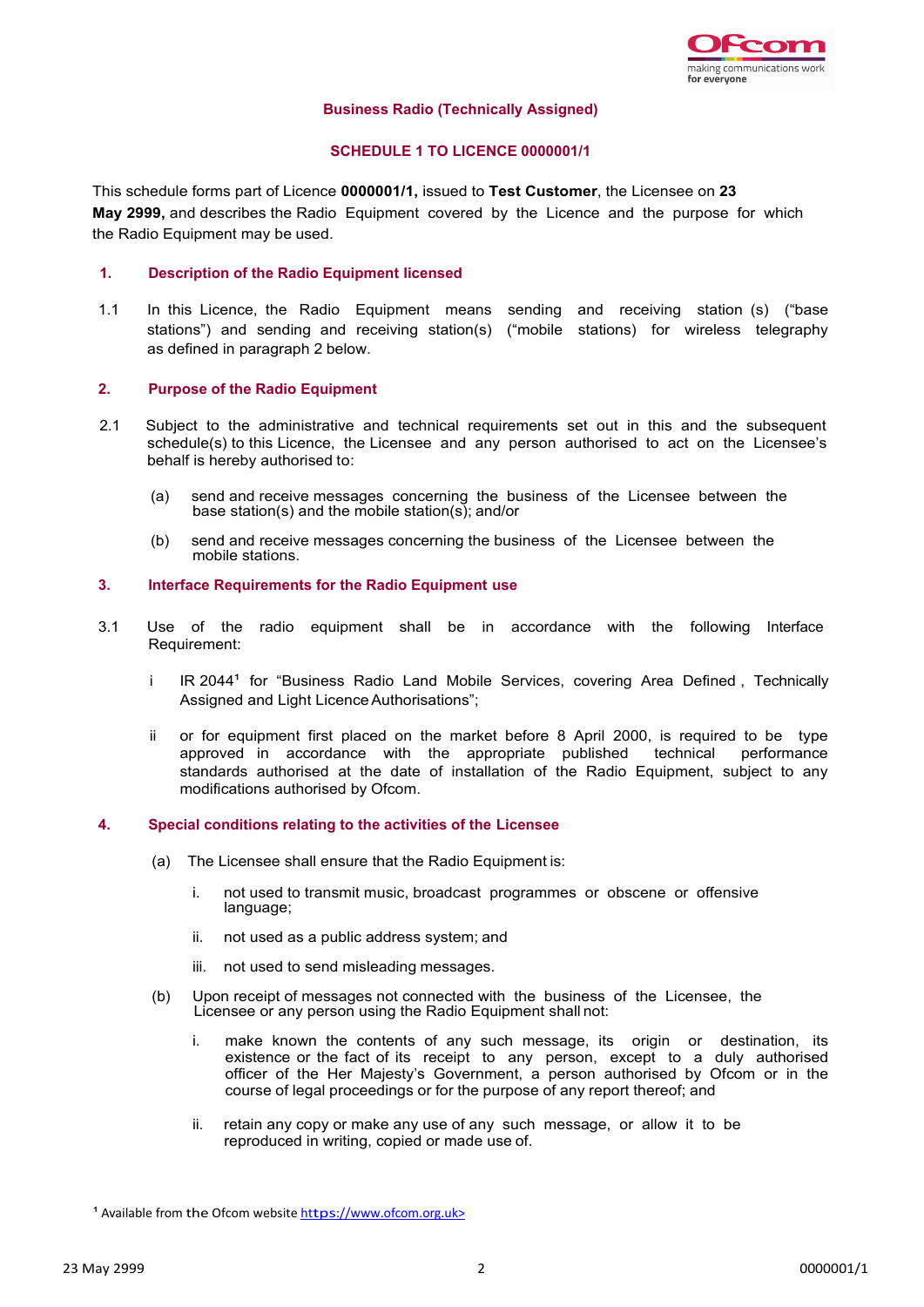**Business Radio (Technically Assigned)**

**SCHEDULE 1 TO LICENCE 0000001/1**

This schedule forms part of Licence **0000001/1,** issued to **Test Customer**, the Licensee on **23 May 2999,** and describes the Radio Equipment covered by the Licence and the purpose for which the Radio Equipment may be used.

## 1. Description of the Radio Equipment licensed

1.1 In this Licence, the Radio Equipment means sending and receiving station (s) ("base stations") and sending and receiving station(s) ("mobile stations) for wireless telegraphy as defined in paragraph 2 below.

## 2. Purpose of the Radio Equipment

2.1 Subject to the administrative and technical requirements set out in this and the subsequent schedule(s) to this Licence, the Licensee and any person authorised to act on the Licensee's behalf is hereby authorised to:

(a) send and receive messages concerning the business of the Licensee between the base station(s) and the mobile station(s); and/or

(b) send and receive messages concerning the business of the Licensee between the mobile stations.

## 3. Interface Requirements for the Radio Equipment use

3.1 Use of the radio equipment shall be in accordance with the following Interface Requirement:

i IR 2044[1] for "Business Radio Land Mobile Services, covering Area Defined , Technically Assigned and Light Licence Authorisations";

ii or for equipment first placed on the market before 8 April 2000, is required to be type approved in accordance with the appropriate published technical performance standards authorised at the date of installation of the Radio Equipment, subject to any modifications authorised by Ofcom.

## 4. Special conditions relating to the activities of the Licensee

(a) The Licensee shall ensure that the Radio Equipment is:

i. not used to transmit music, broadcast programmes or obscene or offensive language;

ii. not used as a public address system; and

iii. not used to send misleading messages.

(b) Upon receipt of messages not connected with the business of the Licensee, the Licensee or any person using the Radio Equipment shall not:

i. make known the contents of any such message, its origin or destination, its existence or the fact of its receipt to any person, except to a duly authorised officer of the Her Majesty's Government, a person authorised by Ofcom or in the course of legal proceedings or for the purpose of any report thereof; and

ii. retain any copy or make any use of any such message, or allow it to be reproduced in writing, copied or made use of.

[1] Available from the Ofcom website https://www.ofcom.org.uk>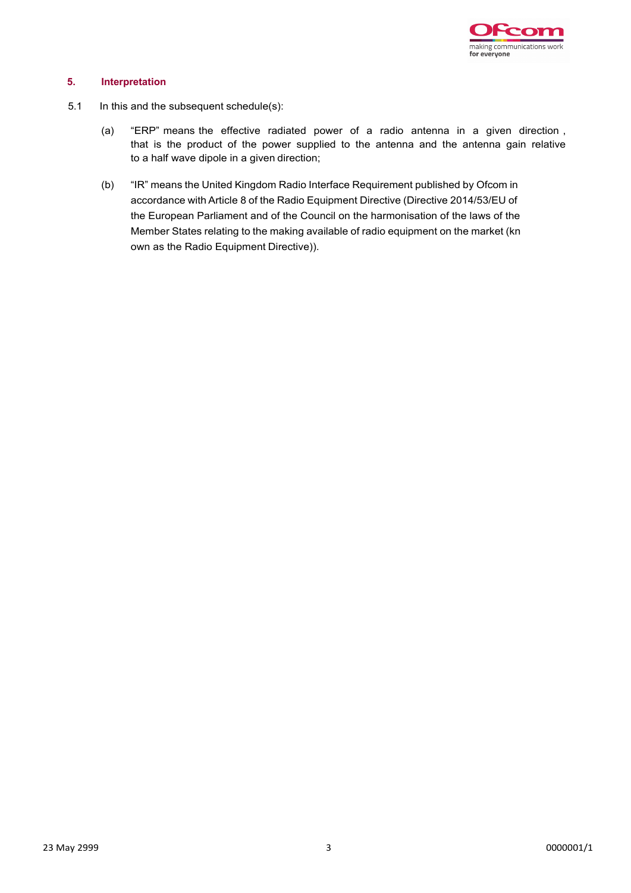## 5. Interpretation

5.1 In this and the subsequent schedule(s):

(a) "ERP" means the effective radiated power of a radio antenna in a given direction , that is the product of the power supplied to the antenna and the antenna gain relative to a half wave dipole in a given direction;

(b) "IR" means the United Kingdom Radio Interface Requirement published by Ofcom in accordance with Article 8 of the Radio Equipment Directive (Directive 2014/53/EU of the European Parliament and of the Council on the harmonisation of the laws of the Member States relating to the making available of radio equipment on the market (kn own as the Radio Equipment Directive)).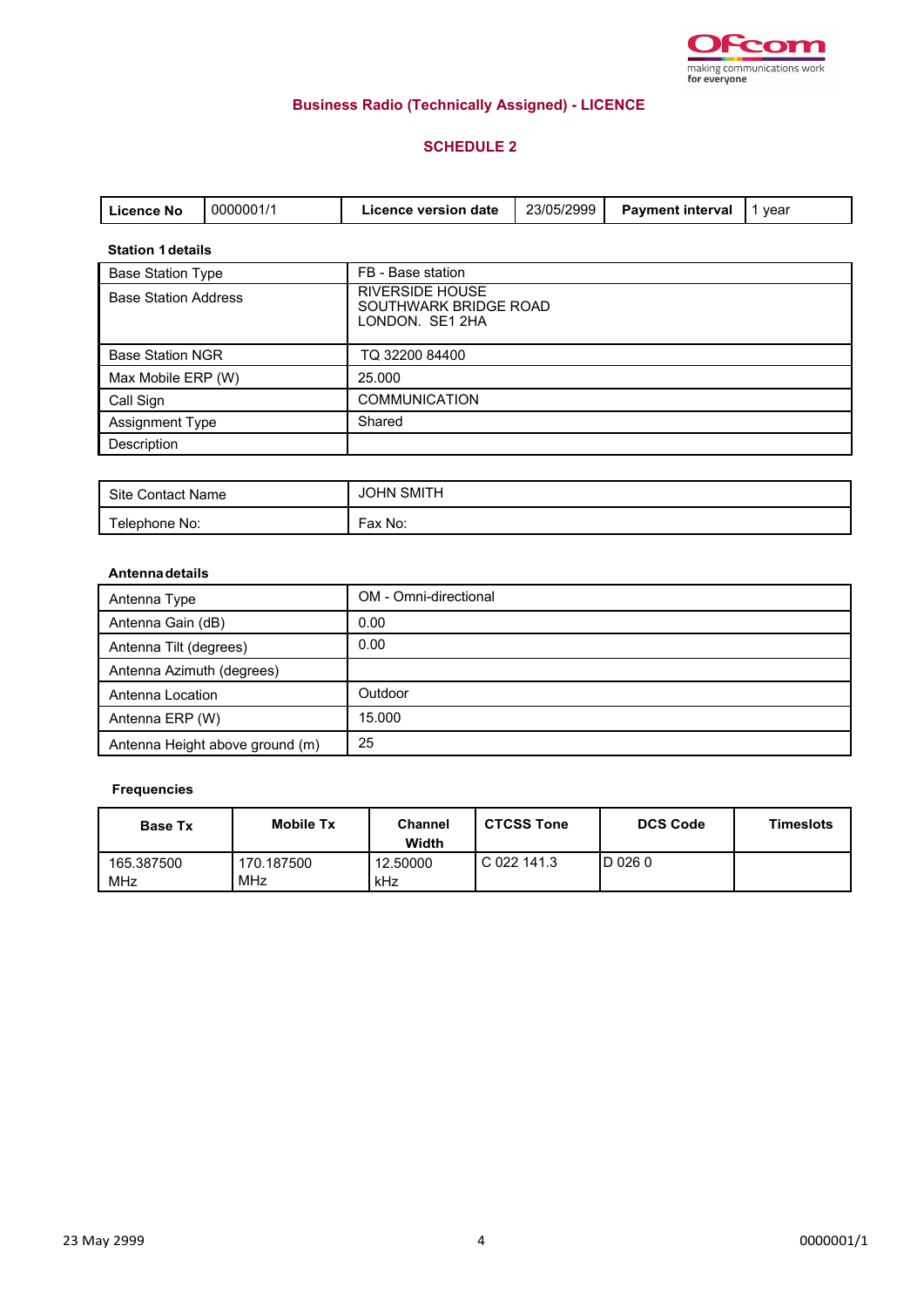## Business Radio (Technically Assigned) - LICENCE

## SCHEDULE 2

| Licence No | 0000001/1 | Licence version date | 23/05/2999 | Payment interval | 1 year |
|---|---|---|---|---|---|

**Station 1 details**

| | |
|---|---|
| Base Station Type | FB - Base station |
| Base Station Address | RIVERSIDE HOUSE<br>SOUTHWARK BRIDGE ROAD<br>LONDON. SE1 2HA |
| Base Station NGR | TQ 32200 84400 |
| Max Mobile ERP (W) | 25.000 |
| Call Sign | COMMUNICATION |
| Assignment Type | Shared |
| Description | |

| | |
|---|---|
| Site Contact Name | JOHN SMITH |
| Telephone No: | Fax No: |

**Antenna details**

| | |
|---|---|
| Antenna Type | OM - Omni-directional |
| Antenna Gain (dB) | 0.00 |
| Antenna Tilt (degrees) | 0.00 |
| Antenna Azimuth (degrees) | |
| Antenna Location | Outdoor |
| Antenna ERP (W) | 15.000 |
| Antenna Height above ground (m) | 25 |

**Frequencies**

| Base Tx | Mobile Tx | Channel Width | CTCSS Tone | DCS Code | Timeslots |
|---|---|---|---|---|---|
| 165.387500 MHz | 170.187500 MHz | 12.50000 kHz | C 022 141.3 | D 026 0 | |